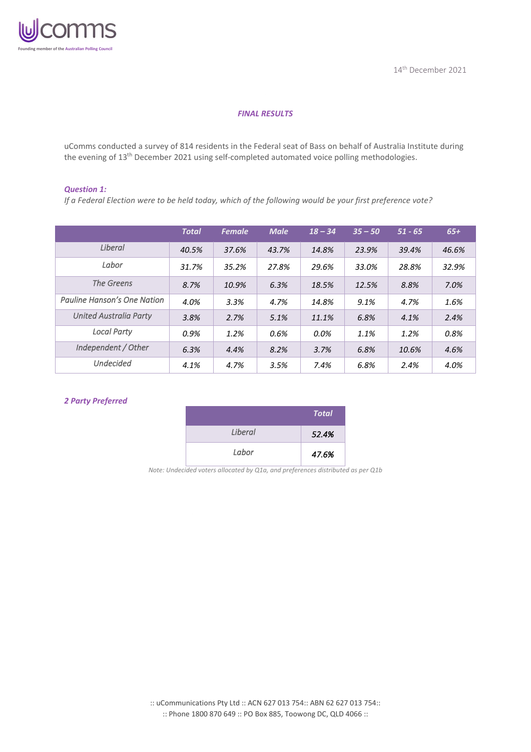uComms

Founding member of the Australian Polling Council

14th December 2021

***FINAL RESULTS***

uComms conducted a survey of 814 residents in the Federal seat of Bass on behalf of Australia Institute during the evening of 13th December 2021 using self-completed automated voice polling methodologies.

***Question 1:***

*If a Federal Election were to be held today, which of the following would be your first preference vote?*

| | Total | Female | Male | 18 – 34 | 35 – 50 | 51 - 65 | 65+ |
|---|---|---|---|---|---|---|---|
| Liberal | 40.5% | 37.6% | 43.7% | 14.8% | 23.9% | 39.4% | 46.6% |
| Labor | 31.7% | 35.2% | 27.8% | 29.6% | 33.0% | 28.8% | 32.9% |
| The Greens | 8.7% | 10.9% | 6.3% | 18.5% | 12.5% | 8.8% | 7.0% |
| Pauline Hanson's One Nation | 4.0% | 3.3% | 4.7% | 14.8% | 9.1% | 4.7% | 1.6% |
| United Australia Party | 3.8% | 2.7% | 5.1% | 11.1% | 6.8% | 4.1% | 2.4% |
| Local Party | 0.9% | 1.2% | 0.6% | 0.0% | 1.1% | 1.2% | 0.8% |
| Independent / Other | 6.3% | 4.4% | 8.2% | 3.7% | 6.8% | 10.6% | 4.6% |
| Undecided | 4.1% | 4.7% | 3.5% | 7.4% | 6.8% | 2.4% | 4.0% |

***2 Party Preferred***

| | Total |
|---|---|
| Liberal | 52.4% |
| Labor | 47.6% |

*Note: Undecided voters allocated by Q1a, and preferences distributed as per Q1b*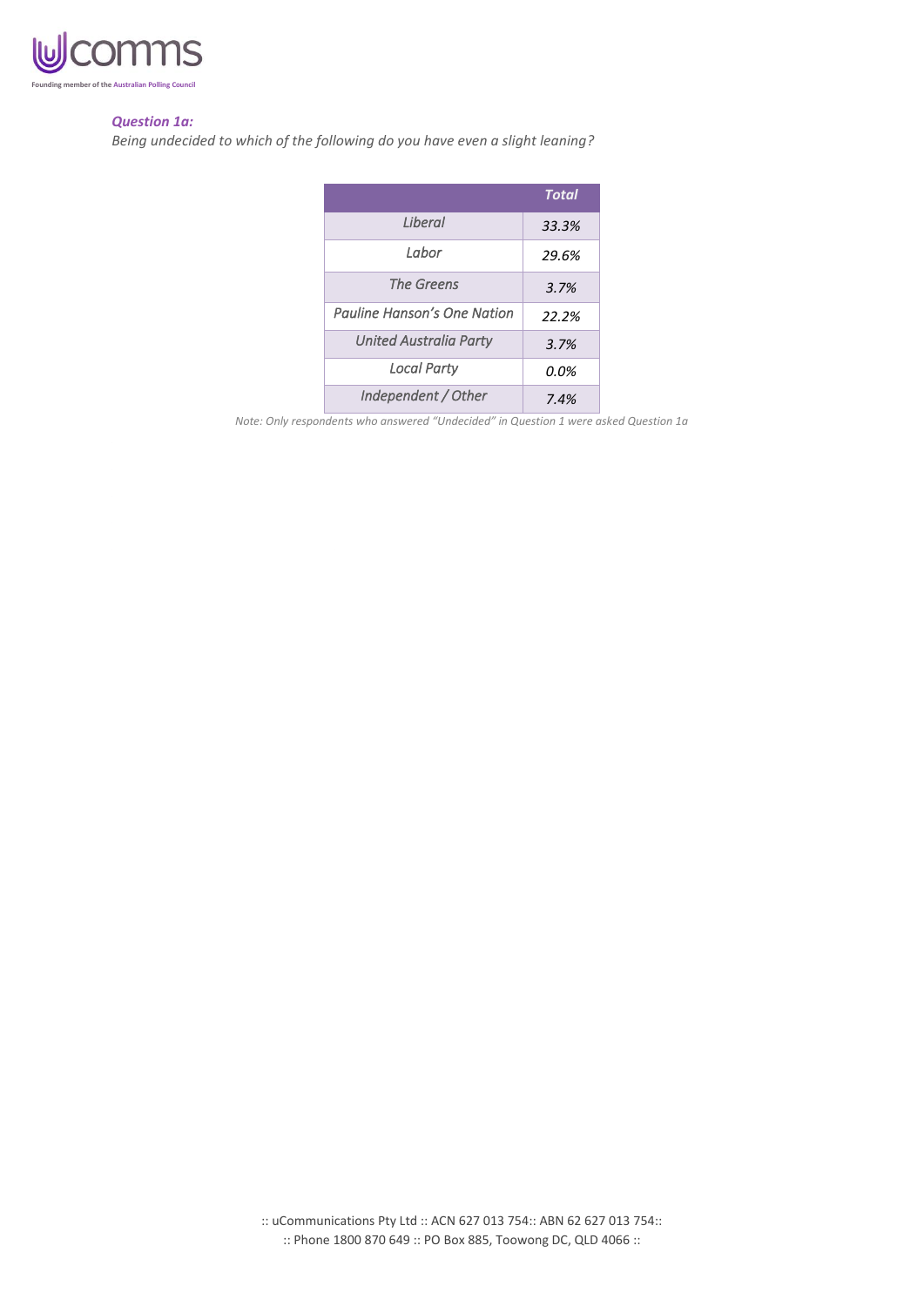***Question 1a:***

*Being undecided to which of the following do you have even a slight leaning?*

| | *Total* |
|---|---|
| *Liberal* | *33.3%* |
| *Labor* | *29.6%* |
| *The Greens* | *3.7%* |
| *Pauline Hanson's One Nation* | *22.2%* |
| *United Australia Party* | *3.7%* |
| *Local Party* | *0.0%* |
| *Independent / Other* | *7.4%* |

*Note: Only respondents who answered "Undecided" in Question 1 were asked Question 1a*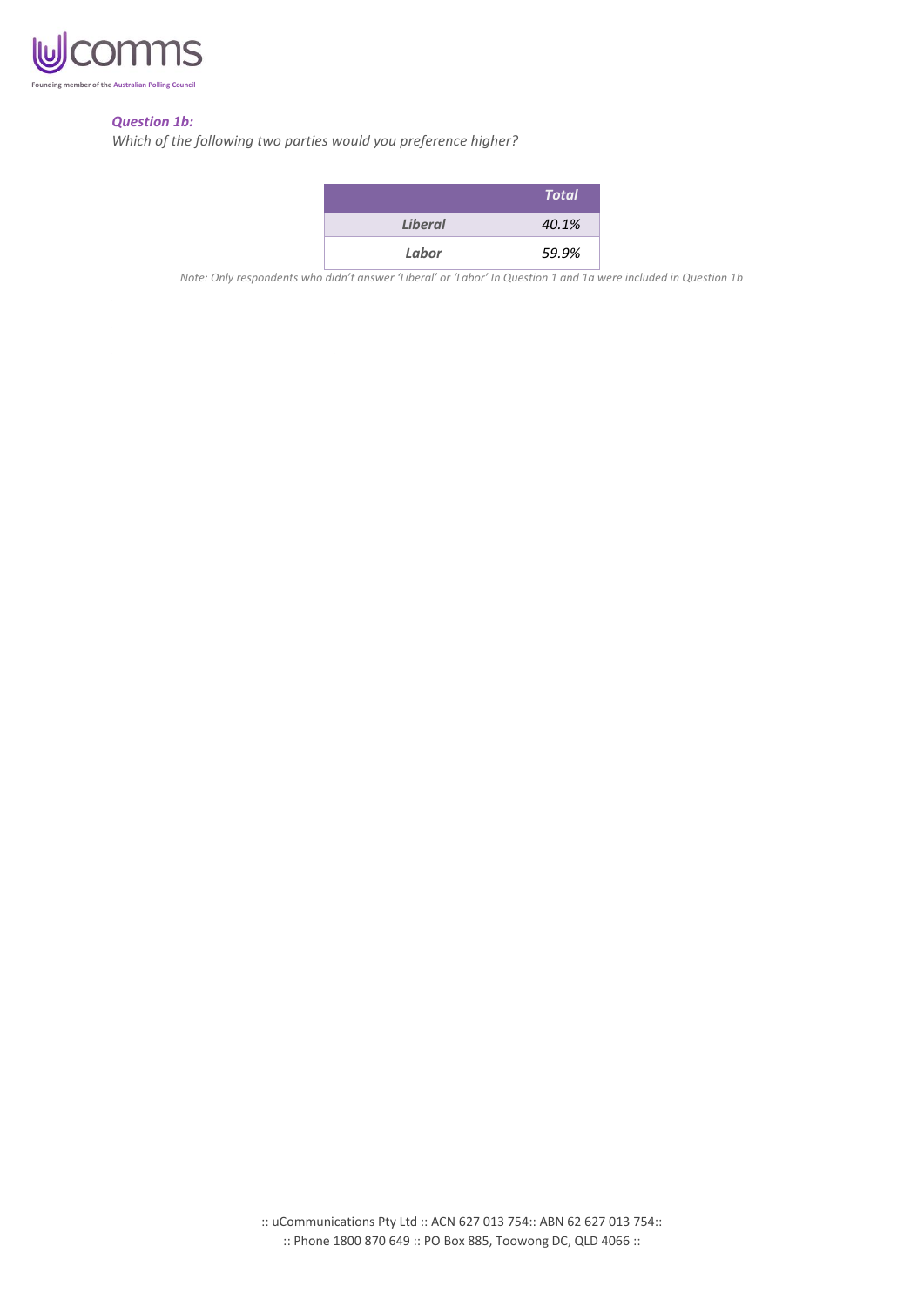***Question 1b:***
*Which of the following two parties would you preference higher?*

| | *Total* |
|---|---|
| ***Liberal*** | *40.1%* |
| ***Labor*** | *59.9%* |

*Note: Only respondents who didn't answer 'Liberal' or 'Labor' In Question 1 and 1a were included in Question 1b*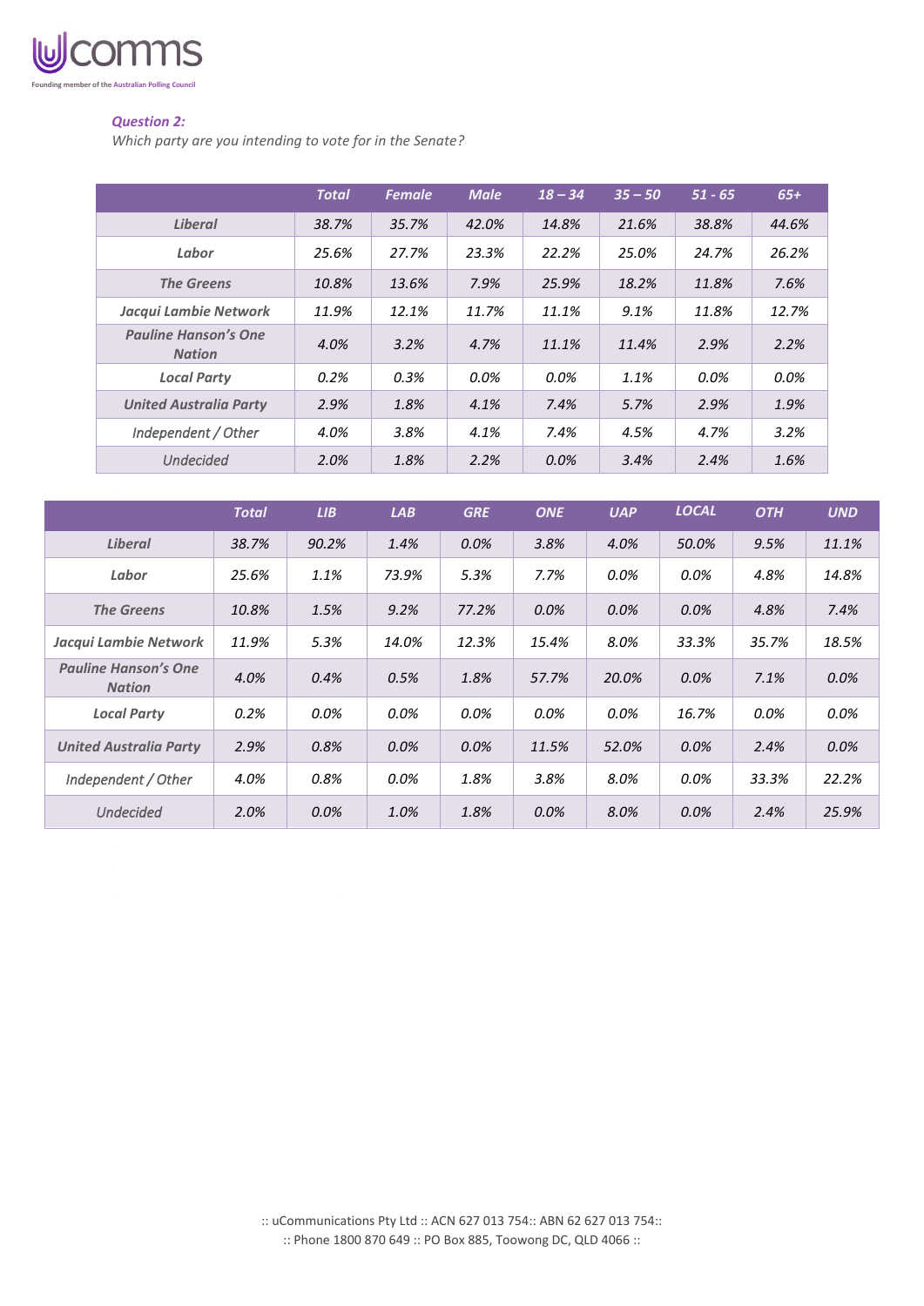***Question 2:***

*Which party are you intending to vote for in the Senate?*

| | Total | Female | Male | 18 – 34 | 35 – 50 | 51 - 65 | 65+ |
|---|---|---|---|---|---|---|---|
| Liberal | 38.7% | 35.7% | 42.0% | 14.8% | 21.6% | 38.8% | 44.6% |
| Labor | 25.6% | 27.7% | 23.3% | 22.2% | 25.0% | 24.7% | 26.2% |
| The Greens | 10.8% | 13.6% | 7.9% | 25.9% | 18.2% | 11.8% | 7.6% |
| Jacqui Lambie Network | 11.9% | 12.1% | 11.7% | 11.1% | 9.1% | 11.8% | 12.7% |
| Pauline Hanson's One Nation | 4.0% | 3.2% | 4.7% | 11.1% | 11.4% | 2.9% | 2.2% |
| Local Party | 0.2% | 0.3% | 0.0% | 0.0% | 1.1% | 0.0% | 0.0% |
| United Australia Party | 2.9% | 1.8% | 4.1% | 7.4% | 5.7% | 2.9% | 1.9% |
| Independent / Other | 4.0% | 3.8% | 4.1% | 7.4% | 4.5% | 4.7% | 3.2% |
| Undecided | 2.0% | 1.8% | 2.2% | 0.0% | 3.4% | 2.4% | 1.6% |

| | Total | LIB | LAB | GRE | ONE | UAP | LOCAL | OTH | UND |
|---|---|---|---|---|---|---|---|---|---|
| Liberal | 38.7% | 90.2% | 1.4% | 0.0% | 3.8% | 4.0% | 50.0% | 9.5% | 11.1% |
| Labor | 25.6% | 1.1% | 73.9% | 5.3% | 7.7% | 0.0% | 0.0% | 4.8% | 14.8% |
| The Greens | 10.8% | 1.5% | 9.2% | 77.2% | 0.0% | 0.0% | 0.0% | 4.8% | 7.4% |
| Jacqui Lambie Network | 11.9% | 5.3% | 14.0% | 12.3% | 15.4% | 8.0% | 33.3% | 35.7% | 18.5% |
| Pauline Hanson's One Nation | 4.0% | 0.4% | 0.5% | 1.8% | 57.7% | 20.0% | 0.0% | 7.1% | 0.0% |
| Local Party | 0.2% | 0.0% | 0.0% | 0.0% | 0.0% | 0.0% | 16.7% | 0.0% | 0.0% |
| United Australia Party | 2.9% | 0.8% | 0.0% | 0.0% | 11.5% | 52.0% | 0.0% | 2.4% | 0.0% |
| Independent / Other | 4.0% | 0.8% | 0.0% | 1.8% | 3.8% | 8.0% | 0.0% | 33.3% | 22.2% |
| Undecided | 2.0% | 0.0% | 1.0% | 1.8% | 0.0% | 8.0% | 0.0% | 2.4% | 25.9% |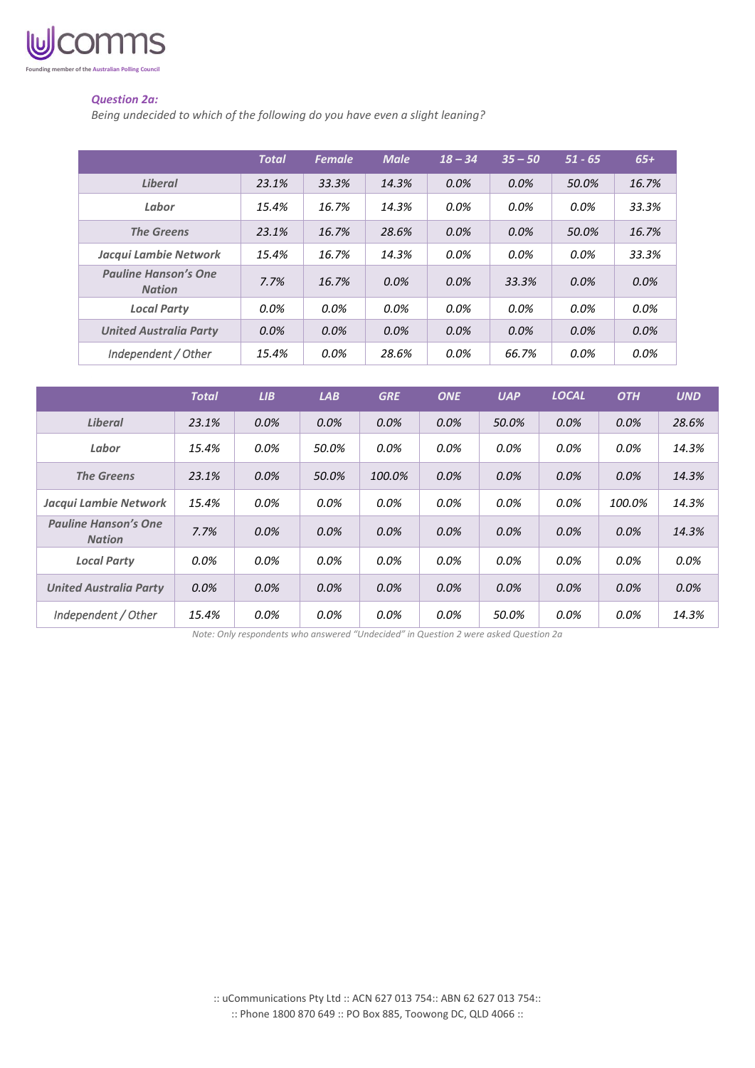### *Question 2a:*

*Being undecided to which of the following do you have even a slight leaning?*

| | Total | Female | Male | 18 – 34 | 35 – 50 | 51 - 65 | 65+ |
|---|---|---|---|---|---|---|---|
| Liberal | 23.1% | 33.3% | 14.3% | 0.0% | 0.0% | 50.0% | 16.7% |
| Labor | 15.4% | 16.7% | 14.3% | 0.0% | 0.0% | 0.0% | 33.3% |
| The Greens | 23.1% | 16.7% | 28.6% | 0.0% | 0.0% | 50.0% | 16.7% |
| Jacqui Lambie Network | 15.4% | 16.7% | 14.3% | 0.0% | 0.0% | 0.0% | 33.3% |
| Pauline Hanson's One Nation | 7.7% | 16.7% | 0.0% | 0.0% | 33.3% | 0.0% | 0.0% |
| Local Party | 0.0% | 0.0% | 0.0% | 0.0% | 0.0% | 0.0% | 0.0% |
| United Australia Party | 0.0% | 0.0% | 0.0% | 0.0% | 0.0% | 0.0% | 0.0% |
| Independent / Other | 15.4% | 0.0% | 28.6% | 0.0% | 66.7% | 0.0% | 0.0% |

| | Total | LIB | LAB | GRE | ONE | UAP | LOCAL | OTH | UND |
|---|---|---|---|---|---|---|---|---|---|
| Liberal | 23.1% | 0.0% | 0.0% | 0.0% | 0.0% | 50.0% | 0.0% | 0.0% | 28.6% |
| Labor | 15.4% | 0.0% | 50.0% | 0.0% | 0.0% | 0.0% | 0.0% | 0.0% | 14.3% |
| The Greens | 23.1% | 0.0% | 50.0% | 100.0% | 0.0% | 0.0% | 0.0% | 0.0% | 14.3% |
| Jacqui Lambie Network | 15.4% | 0.0% | 0.0% | 0.0% | 0.0% | 0.0% | 0.0% | 100.0% | 14.3% |
| Pauline Hanson's One Nation | 7.7% | 0.0% | 0.0% | 0.0% | 0.0% | 0.0% | 0.0% | 0.0% | 14.3% |
| Local Party | 0.0% | 0.0% | 0.0% | 0.0% | 0.0% | 0.0% | 0.0% | 0.0% | 0.0% |
| United Australia Party | 0.0% | 0.0% | 0.0% | 0.0% | 0.0% | 0.0% | 0.0% | 0.0% | 0.0% |
| Independent / Other | 15.4% | 0.0% | 0.0% | 0.0% | 0.0% | 50.0% | 0.0% | 0.0% | 14.3% |

*Note: Only respondents who answered "Undecided" in Question 2 were asked Question 2a*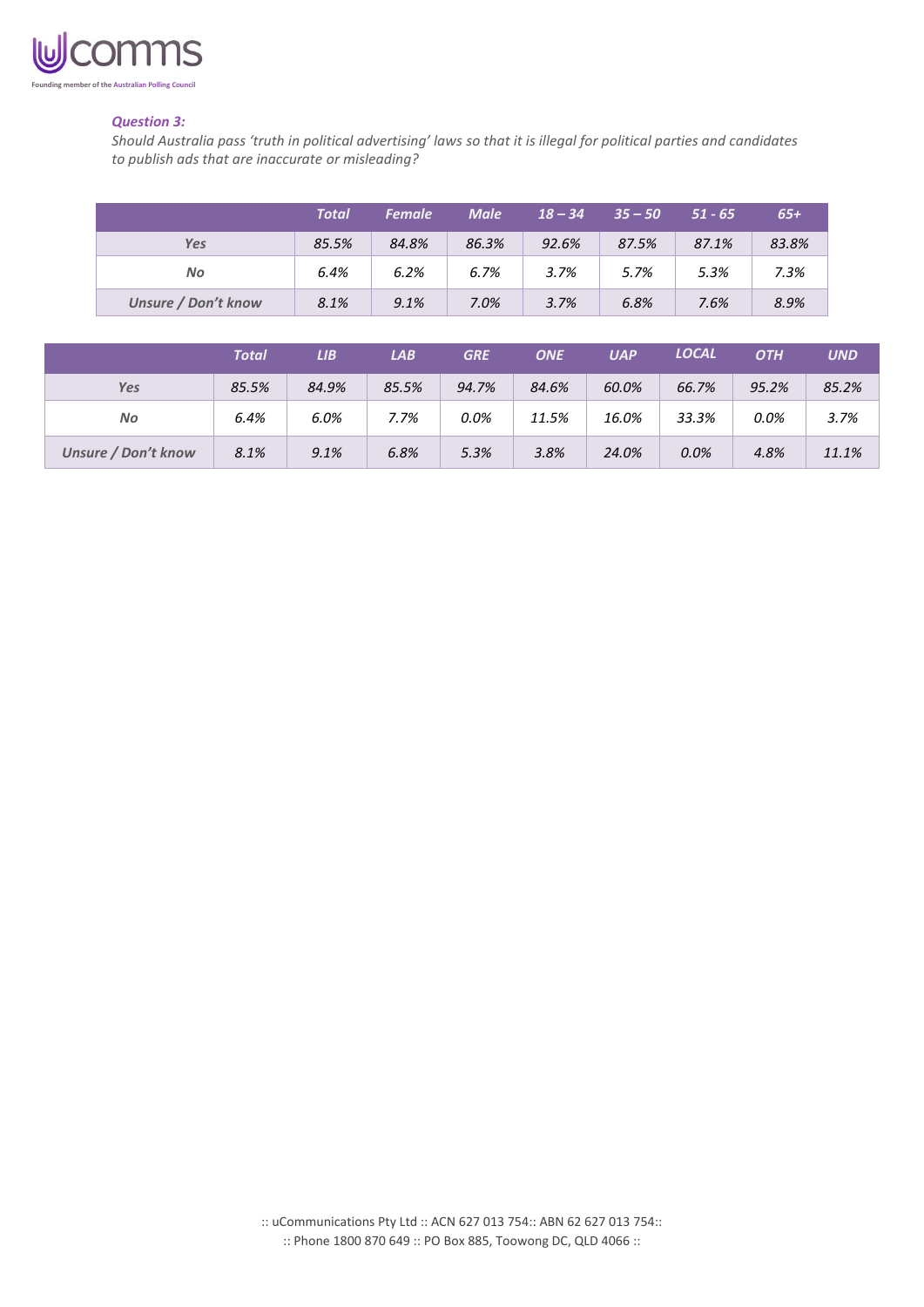***Question 3:***

*Should Australia pass 'truth in political advertising' laws so that it is illegal for political parties and candidates to publish ads that are inaccurate or misleading?*

| | Total | Female | Male | 18 – 34 | 35 – 50 | 51 - 65 | 65+ |
|---|---|---|---|---|---|---|---|
| Yes | 85.5% | 84.8% | 86.3% | 92.6% | 87.5% | 87.1% | 83.8% |
| No | 6.4% | 6.2% | 6.7% | 3.7% | 5.7% | 5.3% | 7.3% |
| Unsure / Don't know | 8.1% | 9.1% | 7.0% | 3.7% | 6.8% | 7.6% | 8.9% |

| | Total | LIB | LAB | GRE | ONE | UAP | LOCAL | OTH | UND |
|---|---|---|---|---|---|---|---|---|---|
| Yes | 85.5% | 84.9% | 85.5% | 94.7% | 84.6% | 60.0% | 66.7% | 95.2% | 85.2% |
| No | 6.4% | 6.0% | 7.7% | 0.0% | 11.5% | 16.0% | 33.3% | 0.0% | 3.7% |
| Unsure / Don't know | 8.1% | 9.1% | 6.8% | 5.3% | 3.8% | 24.0% | 0.0% | 4.8% | 11.1% |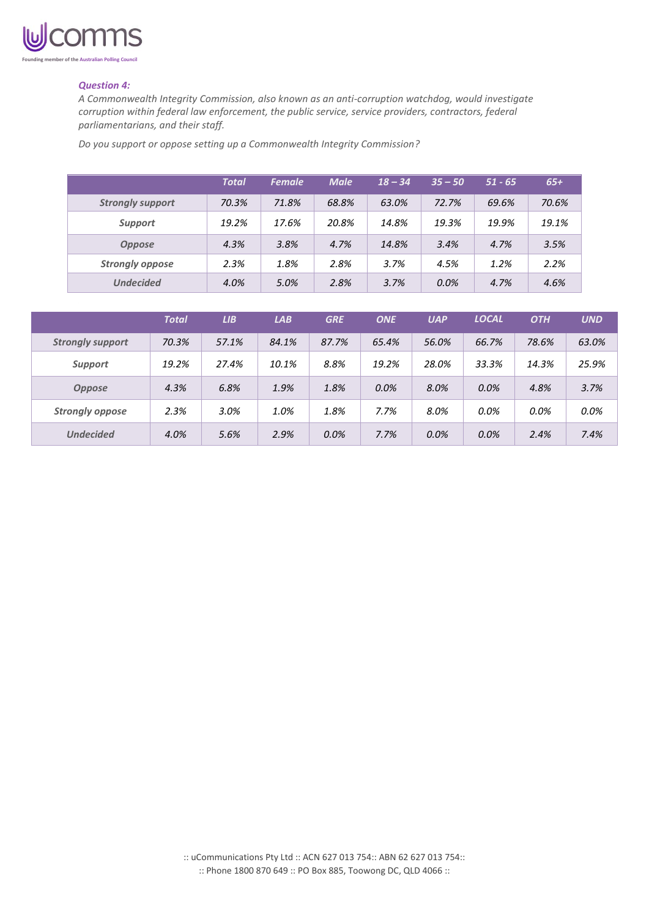*Question 4:*

*A Commonwealth Integrity Commission, also known as an anti-corruption watchdog, would investigate corruption within federal law enforcement, the public service, service providers, contractors, federal parliamentarians, and their staff.*

*Do you support or oppose setting up a Commonwealth Integrity Commission?*

| | Total | Female | Male | 18 – 34 | 35 – 50 | 51 - 65 | 65+ |
|---|---|---|---|---|---|---|---|
| Strongly support | 70.3% | 71.8% | 68.8% | 63.0% | 72.7% | 69.6% | 70.6% |
| Support | 19.2% | 17.6% | 20.8% | 14.8% | 19.3% | 19.9% | 19.1% |
| Oppose | 4.3% | 3.8% | 4.7% | 14.8% | 3.4% | 4.7% | 3.5% |
| Strongly oppose | 2.3% | 1.8% | 2.8% | 3.7% | 4.5% | 1.2% | 2.2% |
| Undecided | 4.0% | 5.0% | 2.8% | 3.7% | 0.0% | 4.7% | 4.6% |

| | Total | LIB | LAB | GRE | ONE | UAP | LOCAL | OTH | UND |
|---|---|---|---|---|---|---|---|---|---|
| Strongly support | 70.3% | 57.1% | 84.1% | 87.7% | 65.4% | 56.0% | 66.7% | 78.6% | 63.0% |
| Support | 19.2% | 27.4% | 10.1% | 8.8% | 19.2% | 28.0% | 33.3% | 14.3% | 25.9% |
| Oppose | 4.3% | 6.8% | 1.9% | 1.8% | 0.0% | 8.0% | 0.0% | 4.8% | 3.7% |
| Strongly oppose | 2.3% | 3.0% | 1.0% | 1.8% | 7.7% | 8.0% | 0.0% | 0.0% | 0.0% |
| Undecided | 4.0% | 5.6% | 2.9% | 0.0% | 7.7% | 0.0% | 0.0% | 2.4% | 7.4% |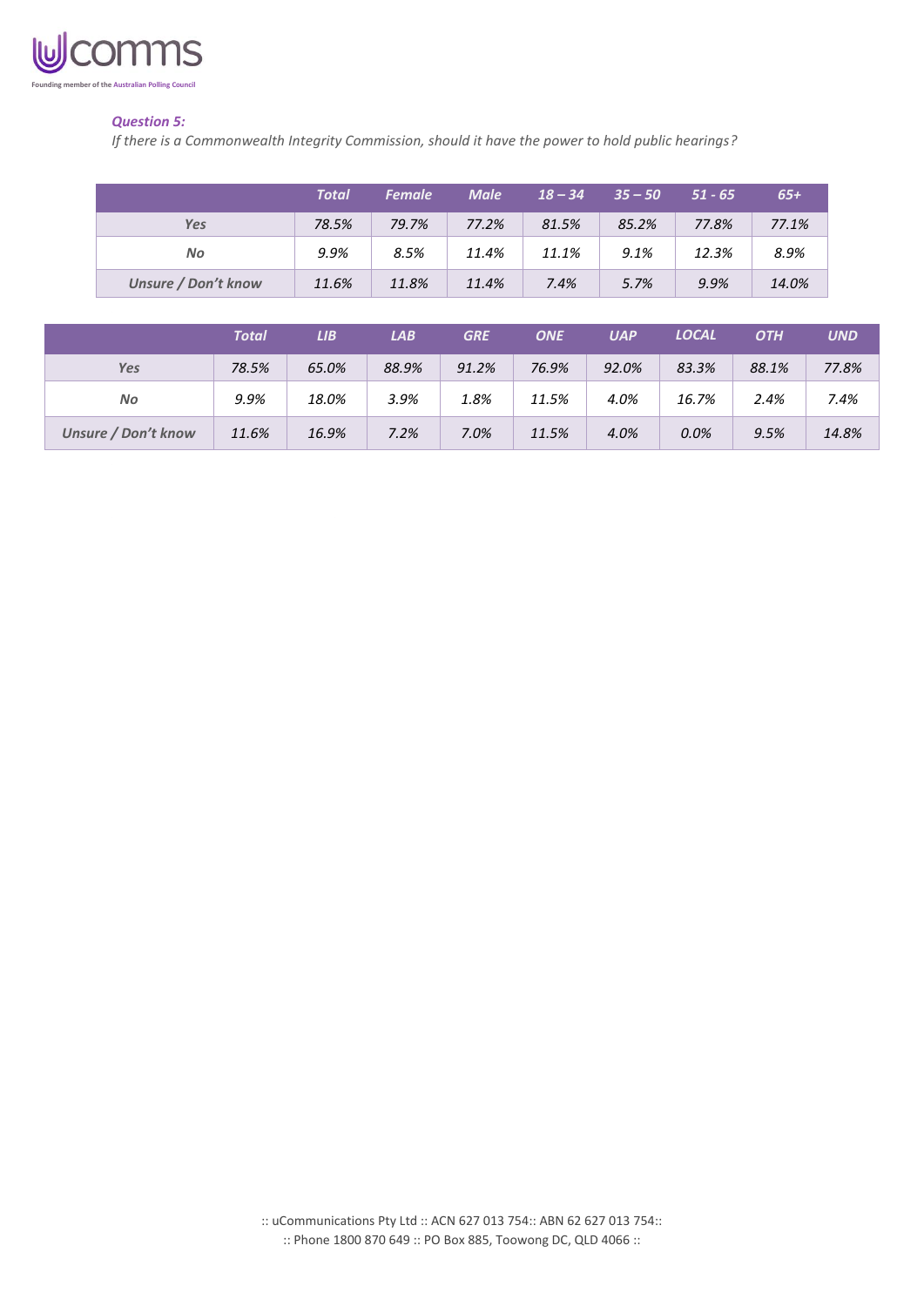***Question 5:***

*If there is a Commonwealth Integrity Commission, should it have the power to hold public hearings?*

| | Total | Female | Male | 18 – 34 | 35 – 50 | 51 - 65 | 65+ |
|---|---|---|---|---|---|---|---|
| Yes | 78.5% | 79.7% | 77.2% | 81.5% | 85.2% | 77.8% | 77.1% |
| No | 9.9% | 8.5% | 11.4% | 11.1% | 9.1% | 12.3% | 8.9% |
| Unsure / Don't know | 11.6% | 11.8% | 11.4% | 7.4% | 5.7% | 9.9% | 14.0% |

| | Total | LIB | LAB | GRE | ONE | UAP | LOCAL | OTH | UND |
|---|---|---|---|---|---|---|---|---|---|
| Yes | 78.5% | 65.0% | 88.9% | 91.2% | 76.9% | 92.0% | 83.3% | 88.1% | 77.8% |
| No | 9.9% | 18.0% | 3.9% | 1.8% | 11.5% | 4.0% | 16.7% | 2.4% | 7.4% |
| Unsure / Don't know | 11.6% | 16.9% | 7.2% | 7.0% | 11.5% | 4.0% | 0.0% | 9.5% | 14.8% |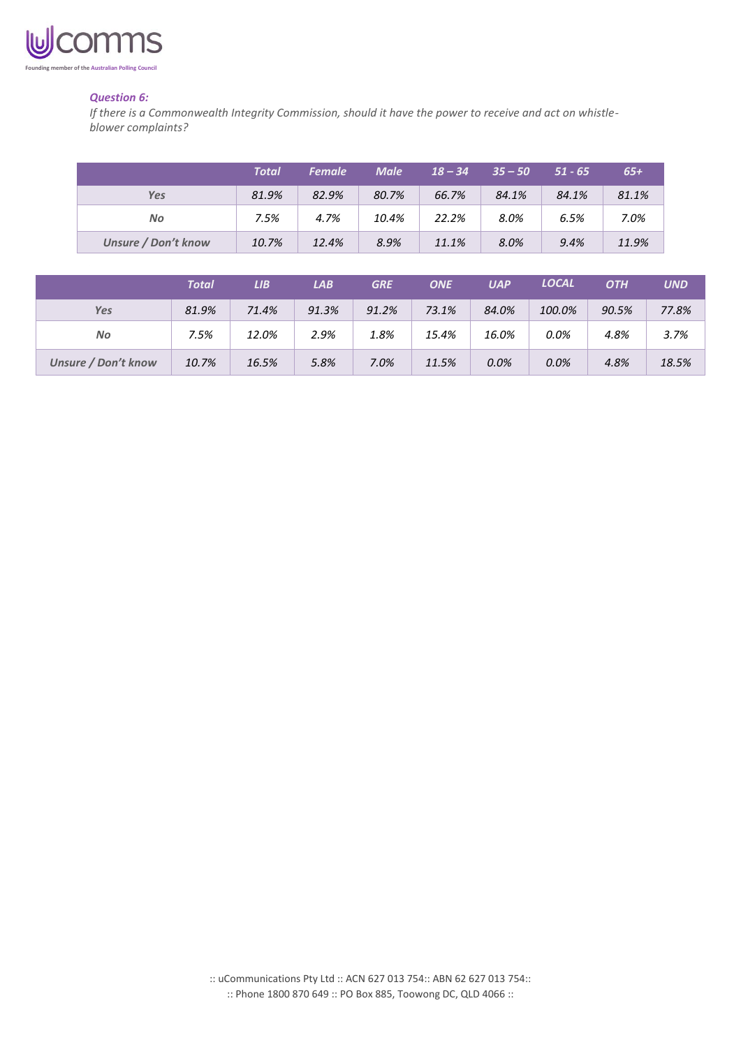***Question 6:***

*If there is a Commonwealth Integrity Commission, should it have the power to receive and act on whistle-blower complaints?*

| | *Total* | *Female* | *Male* | *18 – 34* | *35 – 50* | *51 - 65* | *65+* |
|---|---|---|---|---|---|---|---|
| *Yes* | *81.9%* | *82.9%* | *80.7%* | *66.7%* | *84.1%* | *84.1%* | *81.1%* |
| *No* | *7.5%* | *4.7%* | *10.4%* | *22.2%* | *8.0%* | *6.5%* | *7.0%* |
| *Unsure / Don't know* | *10.7%* | *12.4%* | *8.9%* | *11.1%* | *8.0%* | *9.4%* | *11.9%* |

| | *Total* | *LIB* | *LAB* | *GRE* | *ONE* | *UAP* | *LOCAL* | *OTH* | *UND* |
|---|---|---|---|---|---|---|---|---|---|
| *Yes* | *81.9%* | *71.4%* | *91.3%* | *91.2%* | *73.1%* | *84.0%* | *100.0%* | *90.5%* | *77.8%* |
| *No* | *7.5%* | *12.0%* | *2.9%* | *1.8%* | *15.4%* | *16.0%* | *0.0%* | *4.8%* | *3.7%* |
| *Unsure / Don't know* | *10.7%* | *16.5%* | *5.8%* | *7.0%* | *11.5%* | *0.0%* | *0.0%* | *4.8%* | *18.5%* |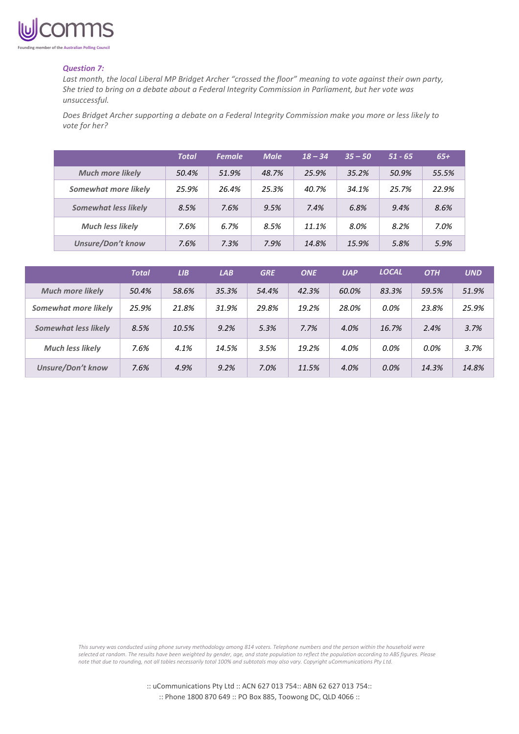***Question 7:***

*Last month, the local Liberal MP Bridget Archer "crossed the floor" meaning to vote against their own party, She tried to bring on a debate about a Federal Integrity Commission in Parliament, but her vote was unsuccessful.*

*Does Bridget Archer supporting a debate on a Federal Integrity Commission make you more or less likely to vote for her?*

| | *Total* | *Female* | *Male* | *18 – 34* | *35 – 50* | *51 - 65* | *65+* |
|---|---|---|---|---|---|---|---|
| *Much more likely* | 50.4% | 51.9% | 48.7% | 25.9% | 35.2% | 50.9% | 55.5% |
| *Somewhat more likely* | 25.9% | 26.4% | 25.3% | 40.7% | 34.1% | 25.7% | 22.9% |
| *Somewhat less likely* | 8.5% | 7.6% | 9.5% | 7.4% | 6.8% | 9.4% | 8.6% |
| *Much less likely* | 7.6% | 6.7% | 8.5% | 11.1% | 8.0% | 8.2% | 7.0% |
| *Unsure/Don't know* | 7.6% | 7.3% | 7.9% | 14.8% | 15.9% | 5.8% | 5.9% |

| | *Total* | *LIB* | *LAB* | *GRE* | *ONE* | *UAP* | *LOCAL* | *OTH* | *UND* |
|---|---|---|---|---|---|---|---|---|---|
| *Much more likely* | 50.4% | 58.6% | 35.3% | 54.4% | 42.3% | 60.0% | 83.3% | 59.5% | 51.9% |
| *Somewhat more likely* | 25.9% | 21.8% | 31.9% | 29.8% | 19.2% | 28.0% | 0.0% | 23.8% | 25.9% |
| *Somewhat less likely* | 8.5% | 10.5% | 9.2% | 5.3% | 7.7% | 4.0% | 16.7% | 2.4% | 3.7% |
| *Much less likely* | 7.6% | 4.1% | 14.5% | 3.5% | 19.2% | 4.0% | 0.0% | 0.0% | 3.7% |
| *Unsure/Don't know* | 7.6% | 4.9% | 9.2% | 7.0% | 11.5% | 4.0% | 0.0% | 14.3% | 14.8% |

*This survey was conducted using phone survey methodology among 814 voters. Telephone numbers and the person within the household were selected at random. The results have been weighted by gender, age, and state population to reflect the population according to ABS figures. Please note that due to rounding, not all tables necessarily total 100% and subtotals may also vary. Copyright uCommunications Pty Ltd.*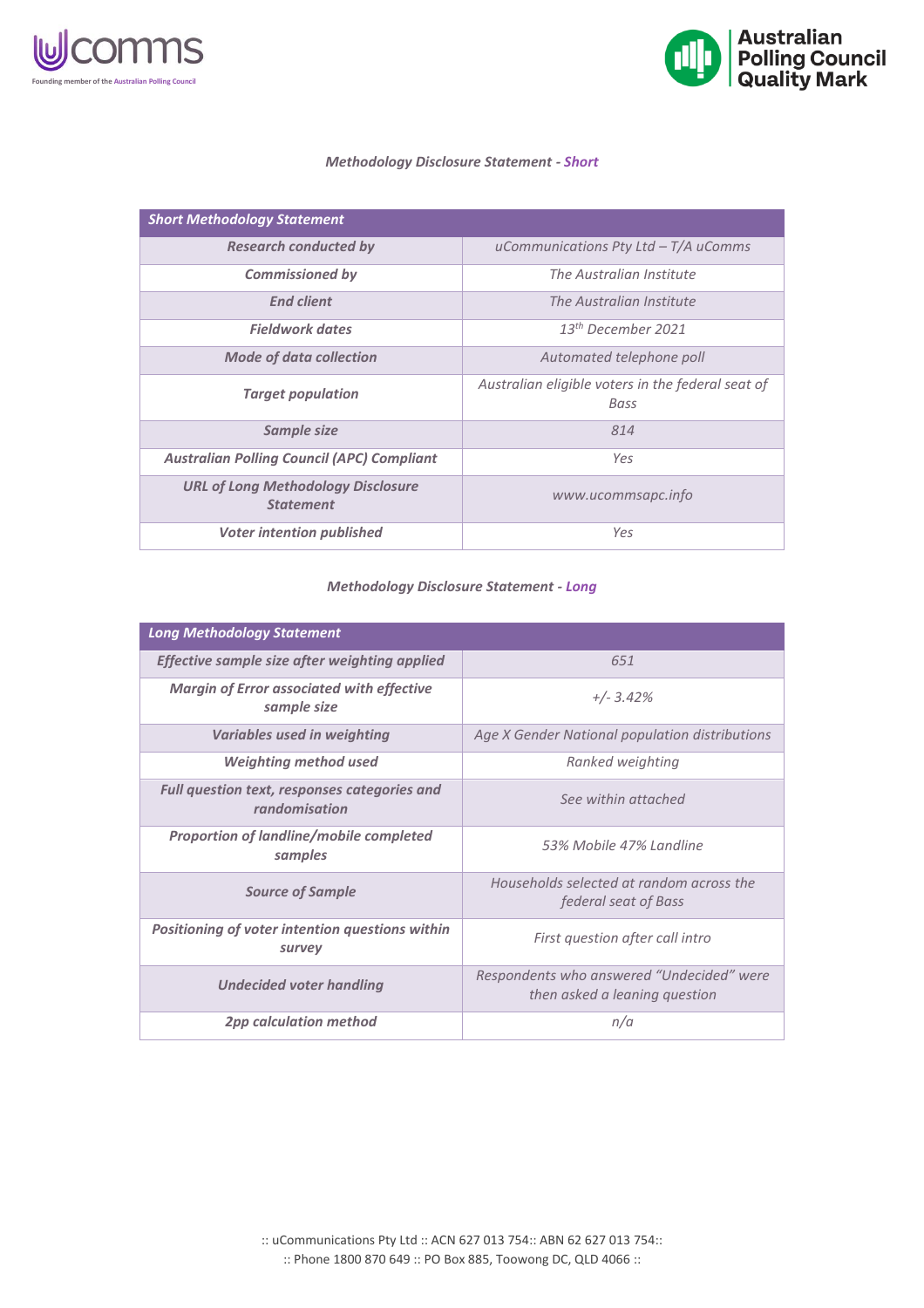uComms

Founding member of the Australian Polling Council

Australian Polling Council Quality Mark

*Methodology Disclosure Statement - Short*

| *Short Methodology Statement* | |
|---|---|
| ***Research conducted by*** | *uCommunications Pty Ltd – T/A uComms* |
| ***Commissioned by*** | *The Australian Institute* |
| ***End client*** | *The Australian Institute* |
| ***Fieldwork dates*** | *13th December 2021* |
| ***Mode of data collection*** | *Automated telephone poll* |
| ***Target population*** | *Australian eligible voters in the federal seat of Bass* |
| ***Sample size*** | *814* |
| ***Australian Polling Council (APC) Compliant*** | *Yes* |
| ***URL of Long Methodology Disclosure Statement*** | *www.ucommsapc.info* |
| ***Voter intention published*** | *Yes* |

*Methodology Disclosure Statement - Long*

| *Long Methodology Statement* | |
|---|---|
| ***Effective sample size after weighting applied*** | *651* |
| ***Margin of Error associated with effective sample size*** | *+/- 3.42%* |
| ***Variables used in weighting*** | *Age X Gender National population distributions* |
| ***Weighting method used*** | *Ranked weighting* |
| ***Full question text, responses categories and randomisation*** | *See within attached* |
| ***Proportion of landline/mobile completed samples*** | *53% Mobile 47% Landline* |
| ***Source of Sample*** | *Households selected at random across the federal seat of Bass* |
| ***Positioning of voter intention questions within survey*** | *First question after call intro* |
| ***Undecided voter handling*** | *Respondents who answered "Undecided" were then asked a leaning question* |
| ***2pp calculation method*** | *n/a* |

:: uCommunications Pty Ltd :: ACN 627 013 754:: ABN 62 627 013 754::
:: Phone 1800 870 649 :: PO Box 885, Toowong DC, QLD 4066 ::